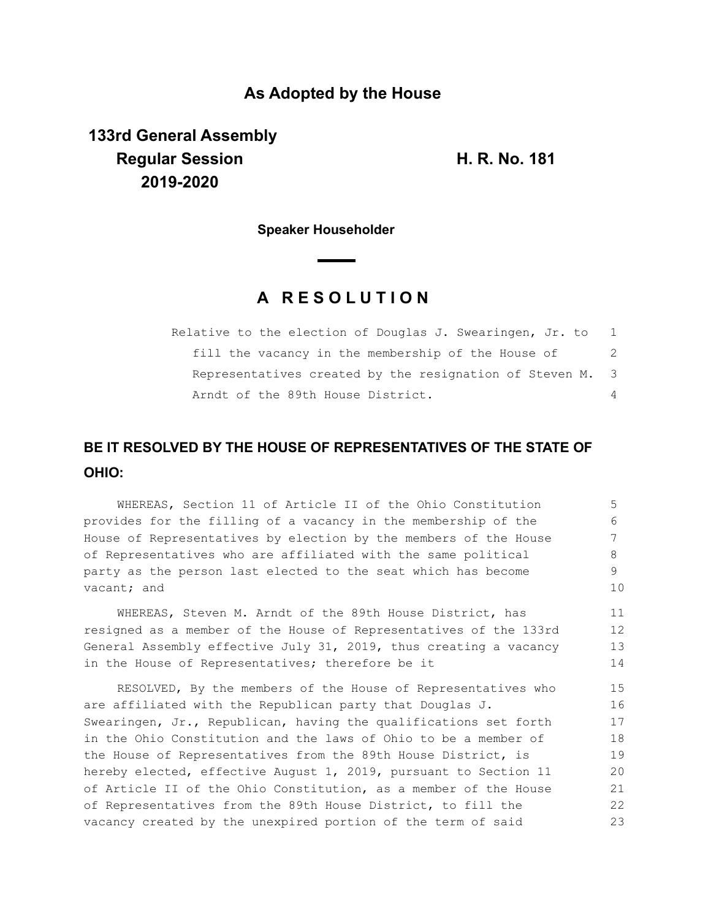# As Adopted by the House

**133rd General Assembly**
**Regular Session**
**2019-2020**

**H. R. No. 181**

**Speaker Householder**

## A R E S O L U T I O N

Relative to the election of Douglas J. Swearingen, Jr. to fill the vacancy in the membership of the House of Representatives created by the resignation of Steven M. Arndt of the 89th House District.

**BE IT RESOLVED BY THE HOUSE OF REPRESENTATIVES OF THE STATE OF OHIO:**

WHEREAS, Section 11 of Article II of the Ohio Constitution provides for the filling of a vacancy in the membership of the House of Representatives by election by the members of the House of Representatives who are affiliated with the same political party as the person last elected to the seat which has become vacant; and

WHEREAS, Steven M. Arndt of the 89th House District, has resigned as a member of the House of Representatives of the 133rd General Assembly effective July 31, 2019, thus creating a vacancy in the House of Representatives; therefore be it

RESOLVED, By the members of the House of Representatives who are affiliated with the Republican party that Douglas J. Swearingen, Jr., Republican, having the qualifications set forth in the Ohio Constitution and the laws of Ohio to be a member of the House of Representatives from the 89th House District, is hereby elected, effective August 1, 2019, pursuant to Section 11 of Article II of the Ohio Constitution, as a member of the House of Representatives from the 89th House District, to fill the vacancy created by the unexpired portion of the term of said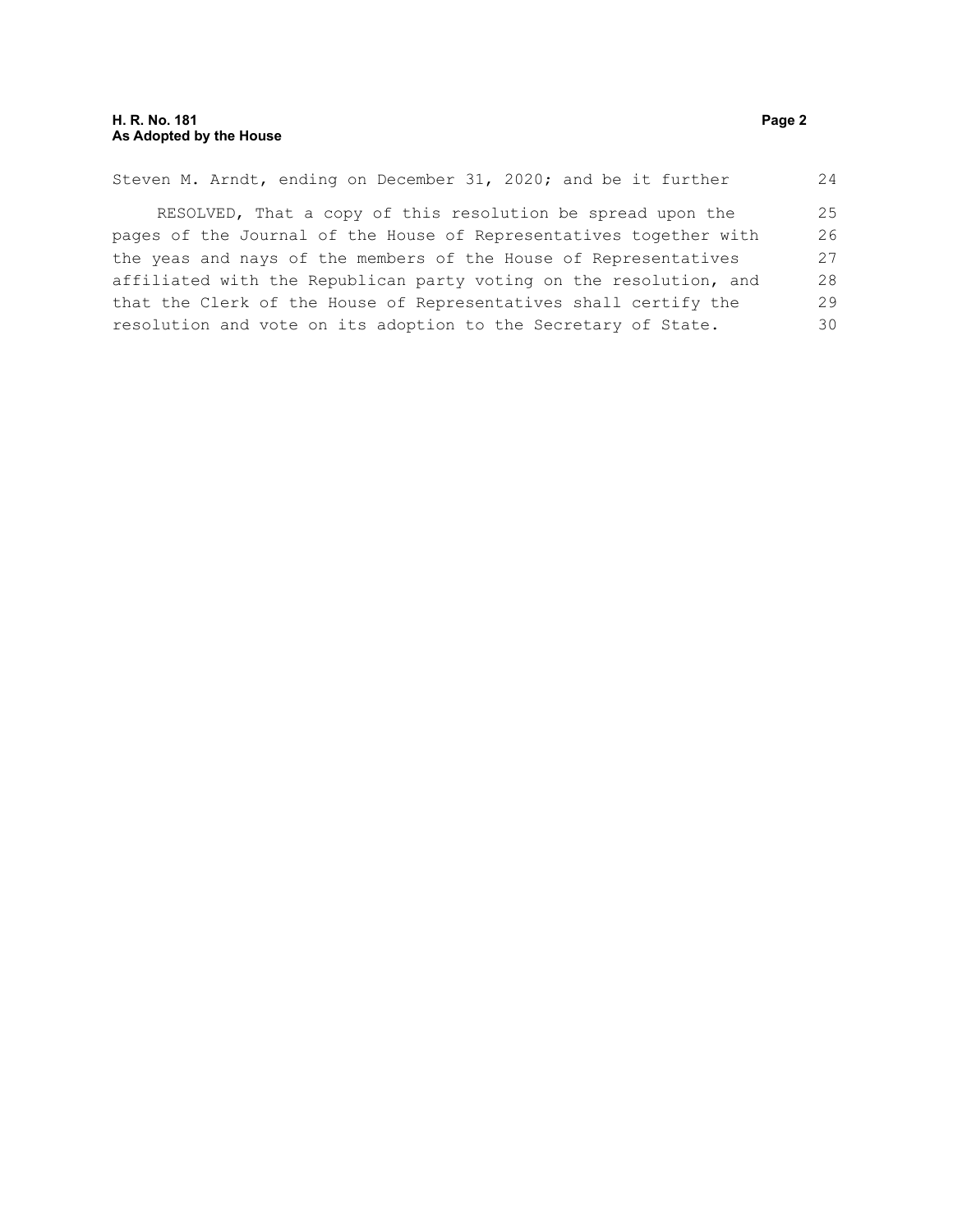Steven M. Arndt, ending on December 31, 2020; and be it further

RESOLVED, That a copy of this resolution be spread upon the pages of the Journal of the House of Representatives together with the yeas and nays of the members of the House of Representatives affiliated with the Republican party voting on the resolution, and that the Clerk of the House of Representatives shall certify the resolution and vote on its adoption to the Secretary of State.